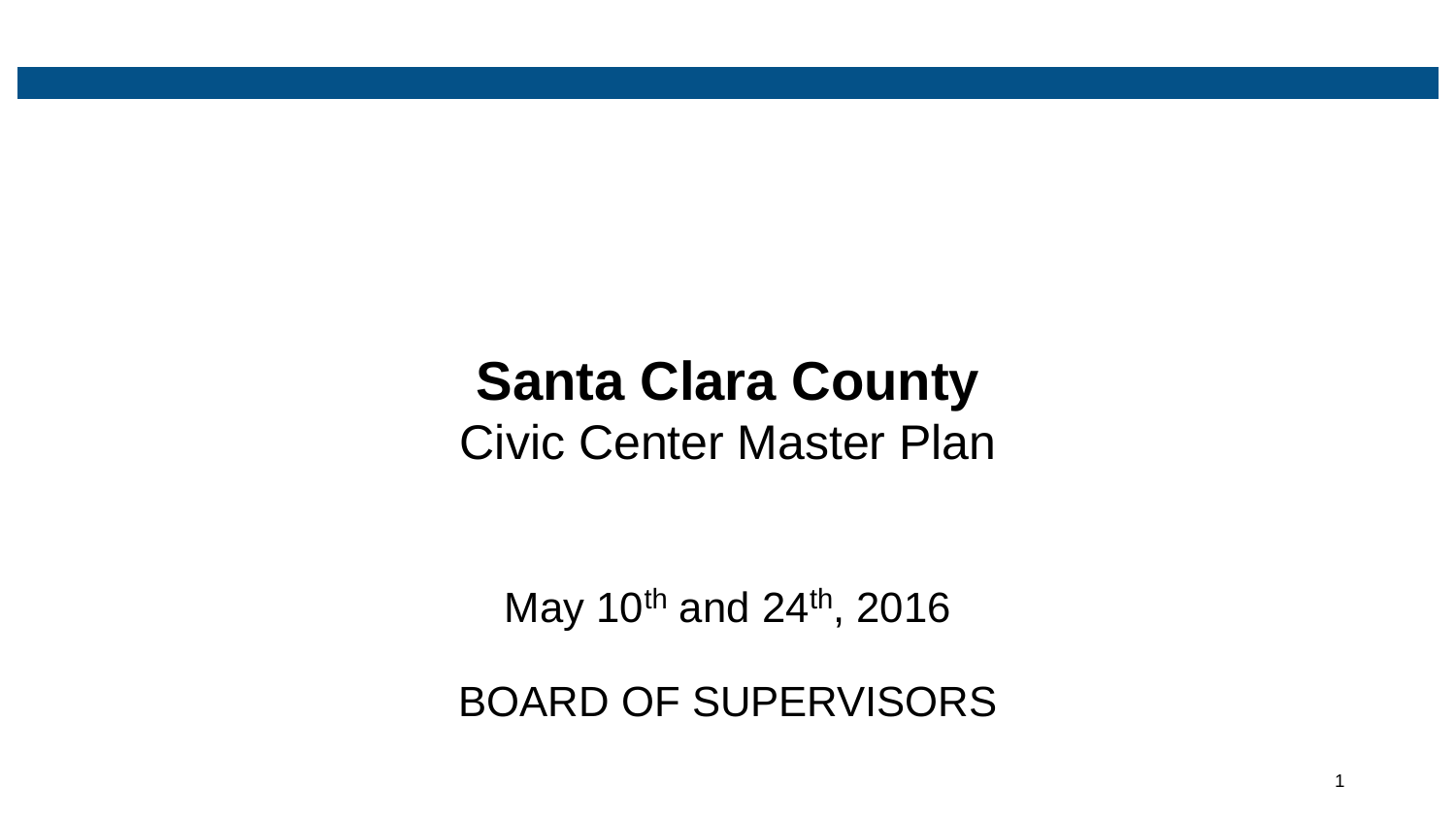# Santa Clara County

Civic Center Master Plan

May 10th and 24th, 2016

BOARD OF SUPERVISORS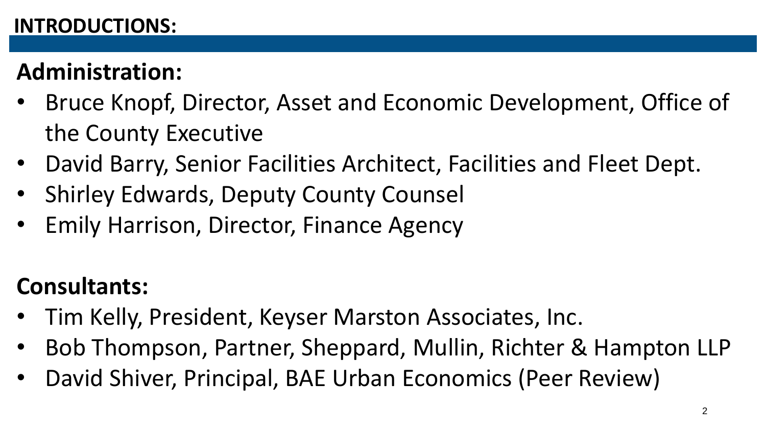# INTRODUCTIONS:

## Administration:

- Bruce Knopf, Director, Asset and Economic Development, Office of the County Executive
- David Barry, Senior Facilities Architect, Facilities and Fleet Dept.
- Shirley Edwards, Deputy County Counsel
- Emily Harrison, Director, Finance Agency

## Consultants:

- Tim Kelly, President, Keyser Marston Associates, Inc.
- Bob Thompson, Partner, Sheppard, Mullin, Richter & Hampton LLP
- David Shiver, Principal, BAE Urban Economics (Peer Review)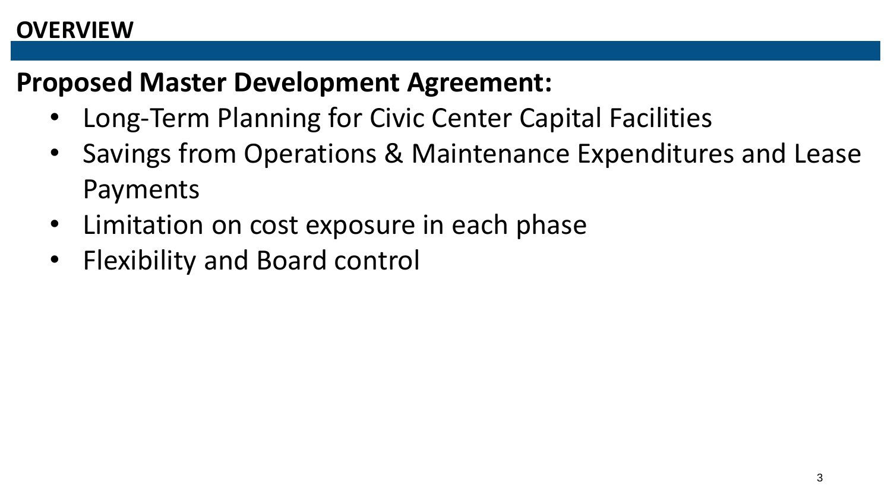## OVERVIEW

**Proposed Master Development Agreement:**

- Long-Term Planning for Civic Center Capital Facilities
- Savings from Operations & Maintenance Expenditures and Lease Payments
- Limitation on cost exposure in each phase
- Flexibility and Board control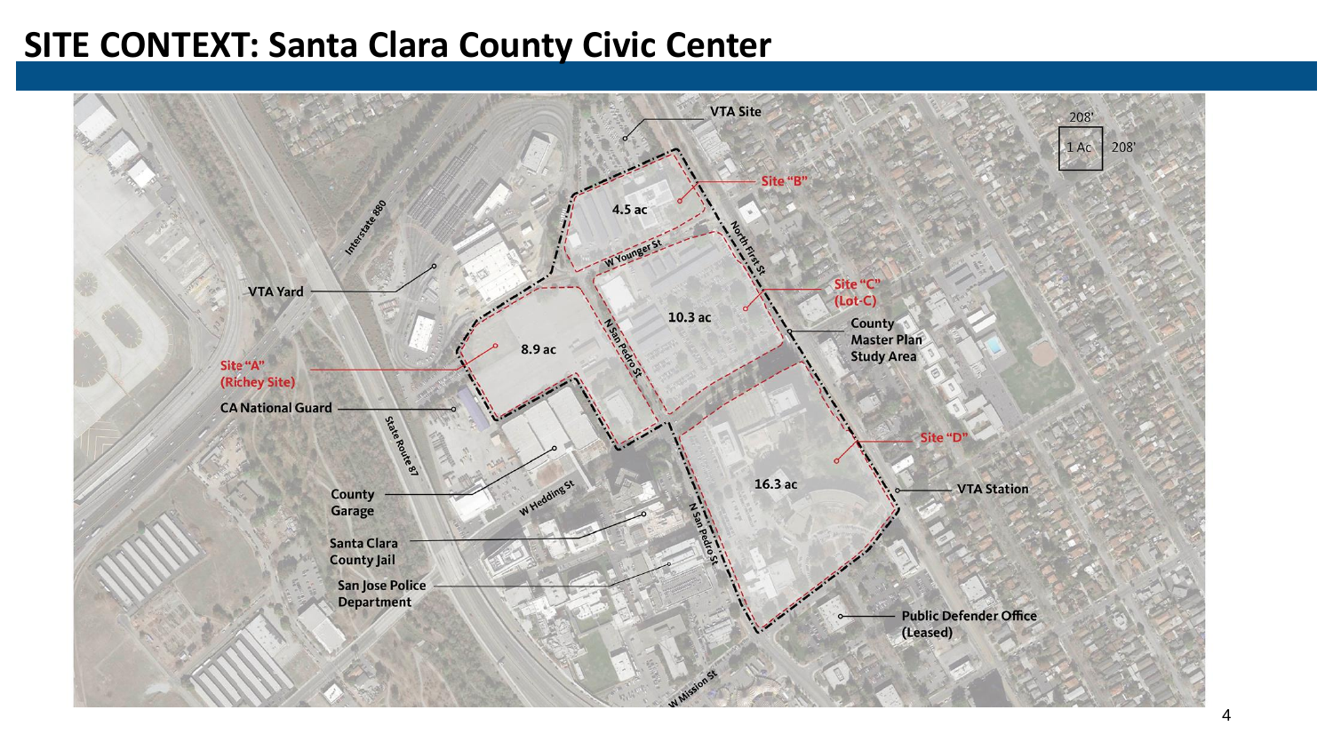# SITE CONTEXT: Santa Clara County Civic Center

VTA Site

Site "B"

4.5 ac

W Younger St

North First St

VTA Yard

Interstate 880

Site "C" (Lot-C)

10.3 ac

County Master Plan Study Area

Site "A" (Richey Site)

8.9 ac

N San Pedro St

CA National Guard

State Route 87

Site "D"

16.3 ac

VTA Station

County Garage

W Hedding St

Santa Clara County Jail

N San Pedro St

San Jose Police Department

Public Defender Office (Leased)

W Mission St

208'

1 Ac

208'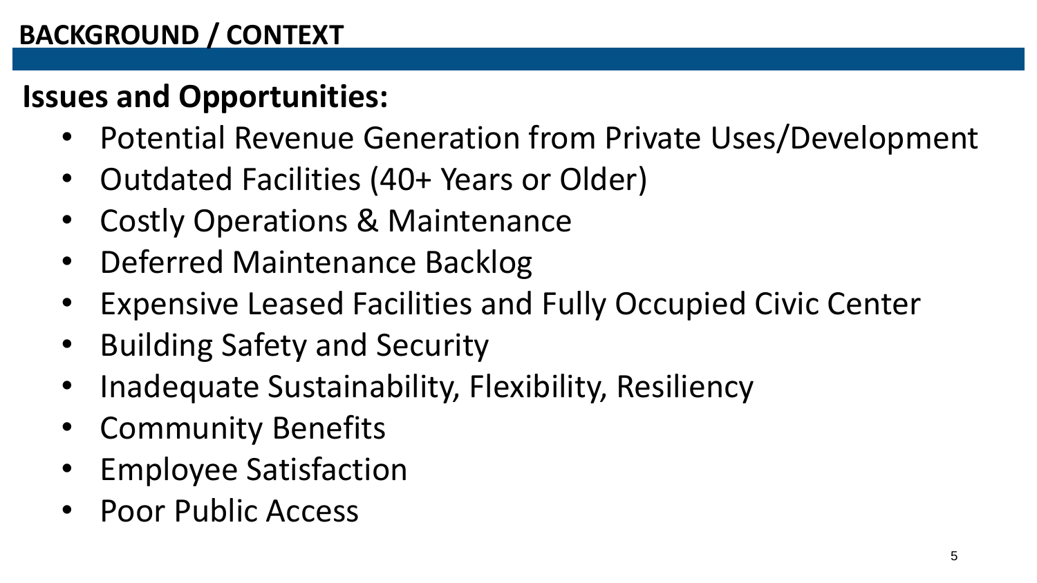# BACKGROUND / CONTEXT

## Issues and Opportunities:

- Potential Revenue Generation from Private Uses/Development
- Outdated Facilities (40+ Years or Older)
- Costly Operations & Maintenance
- Deferred Maintenance Backlog
- Expensive Leased Facilities and Fully Occupied Civic Center
- Building Safety and Security
- Inadequate Sustainability, Flexibility, Resiliency
- Community Benefits
- Employee Satisfaction
- Poor Public Access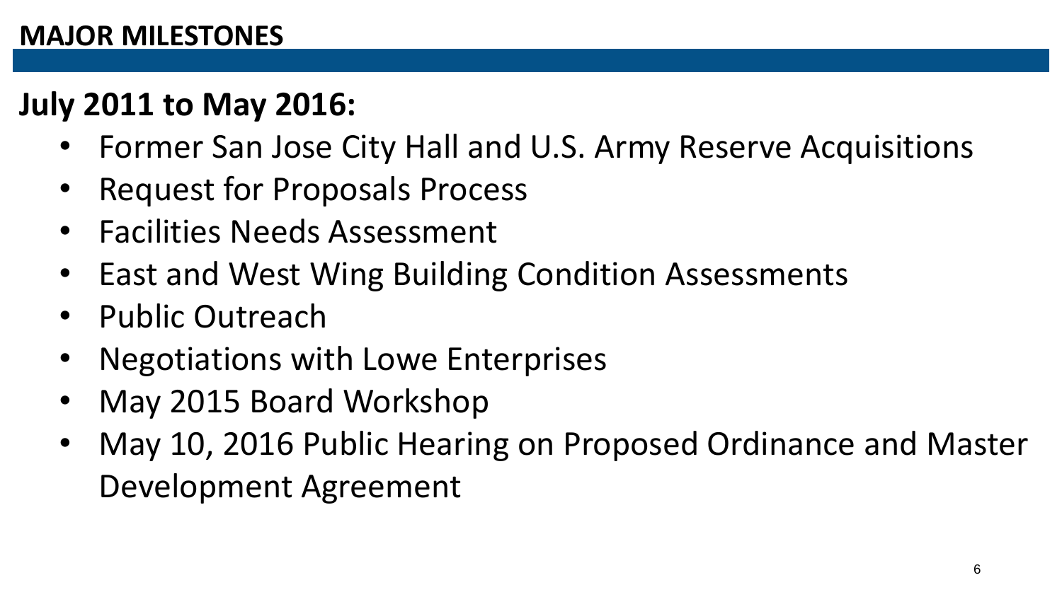## MAJOR MILESTONES

### July 2011 to May 2016:

- Former San Jose City Hall and U.S. Army Reserve Acquisitions
- Request for Proposals Process
- Facilities Needs Assessment
- East and West Wing Building Condition Assessments
- Public Outreach
- Negotiations with Lowe Enterprises
- May 2015 Board Workshop
- May 10, 2016 Public Hearing on Proposed Ordinance and Master Development Agreement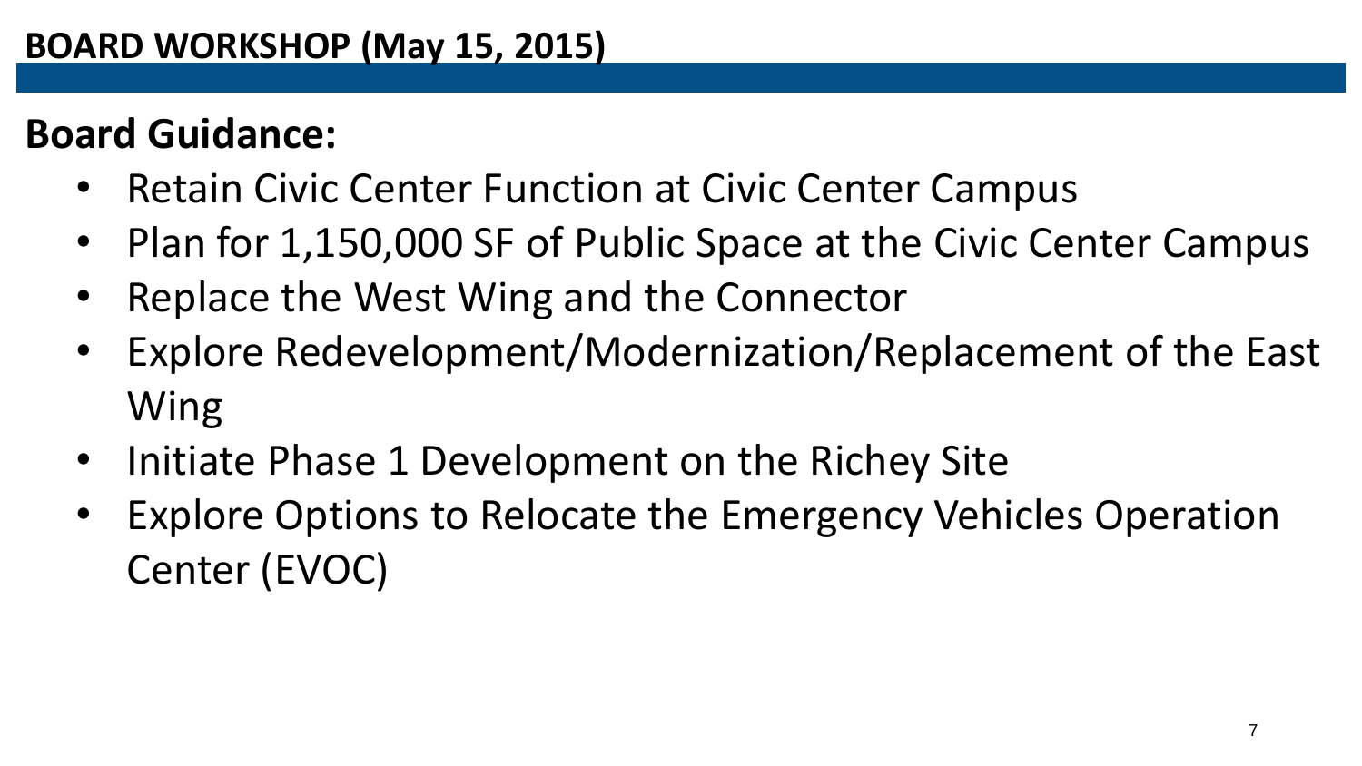# BOARD WORKSHOP (May 15, 2015)

## Board Guidance:

- Retain Civic Center Function at Civic Center Campus
- Plan for 1,150,000 SF of Public Space at the Civic Center Campus
- Replace the West Wing and the Connector
- Explore Redevelopment/Modernization/Replacement of the East Wing
- Initiate Phase 1 Development on the Richey Site
- Explore Options to Relocate the Emergency Vehicles Operation Center (EVOC)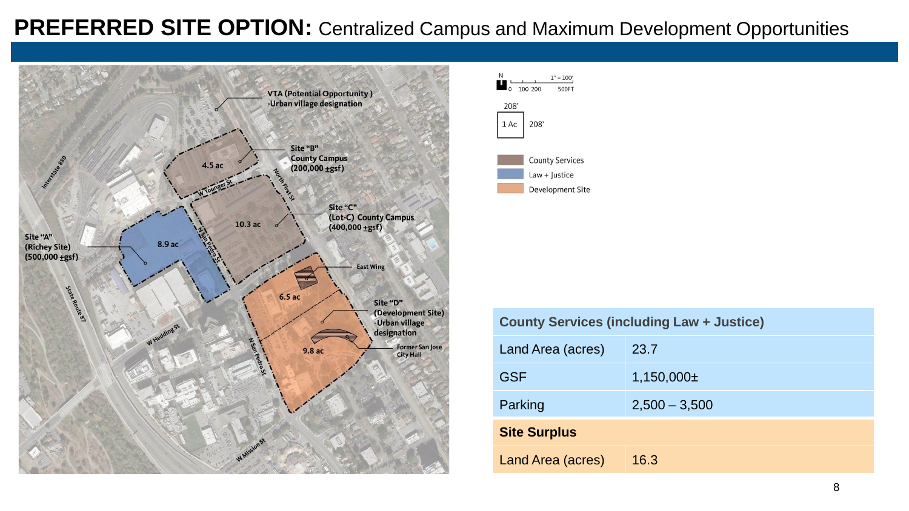# PREFERRED SITE OPTION: Centralized Campus and Maximum Development Opportunities

VTA (Potential Opportunity)
-Urban village designation

Site "B"
County Campus
(200,000 ±gsf)

4.5 ac

Site "C"
(Lot-C) County Campus
(400,000 ±gsf)

10.3 ac

Site "A"
(Richey Site)
(500,000 ±gsf)

8.9 ac

East Wing

6.5 ac

Site "D"
(Development Site)
-Urban village designation

9.8 ac

Former San Jose City Hall

Interstate 880, State Route 87, W Younger St, North First St, N San Pedro St, W Hedding St, W Mission St

N — 0, 100, 200, 500FT — 1" = 100'

1 Ac — 208' × 208'

- County Services
- Law + Justice
- Development Site

| County Services (including Law + Justice) | |
|---|---|
| Land Area (acres) | 23.7 |
| GSF | 1,150,000± |
| Parking | 2,500 – 3,500 |
| **Site Surplus** | |
| Land Area (acres) | 16.3 |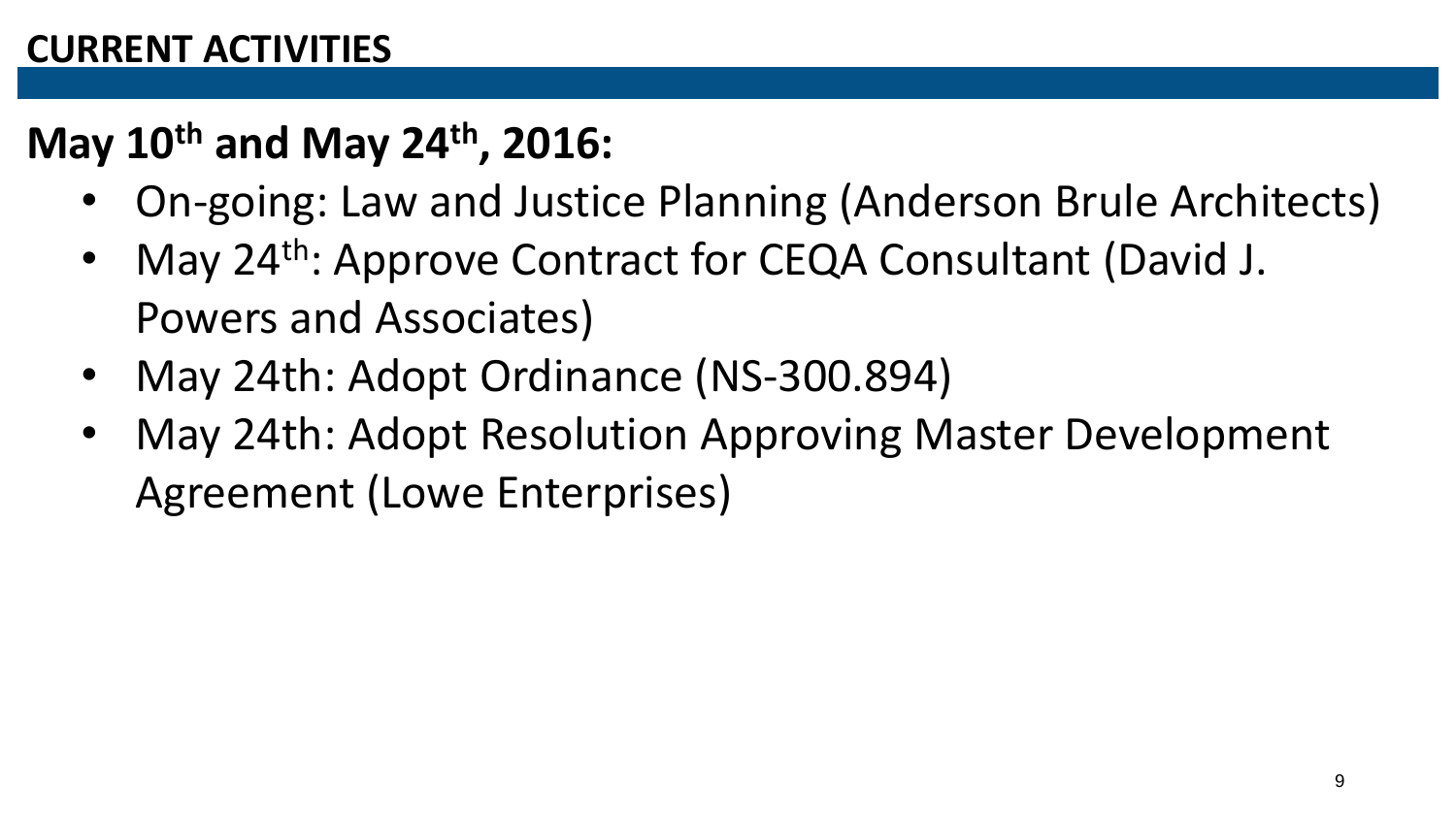## CURRENT ACTIVITIES

### May 10th and May 24th, 2016:

- On-going: Law and Justice Planning (Anderson Brule Architects)
- May 24th: Approve Contract for CEQA Consultant (David J. Powers and Associates)
- May 24th: Adopt Ordinance (NS-300.894)
- May 24th: Adopt Resolution Approving Master Development Agreement (Lowe Enterprises)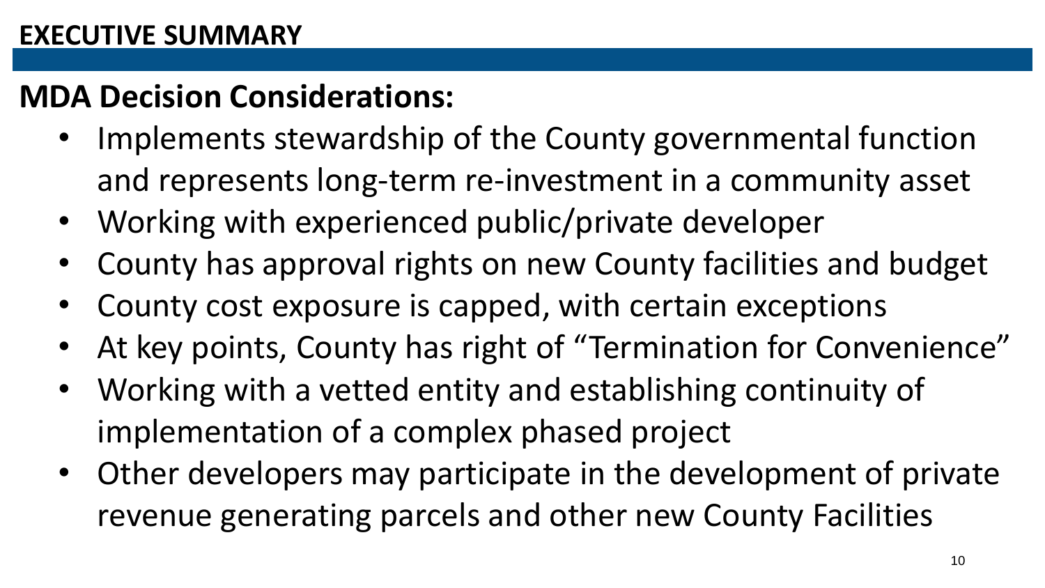## EXECUTIVE SUMMARY

### MDA Decision Considerations:

- Implements stewardship of the County governmental function and represents long-term re-investment in a community asset
- Working with experienced public/private developer
- County has approval rights on new County facilities and budget
- County cost exposure is capped, with certain exceptions
- At key points, County has right of "Termination for Convenience"
- Working with a vetted entity and establishing continuity of implementation of a complex phased project
- Other developers may participate in the development of private revenue generating parcels and other new County Facilities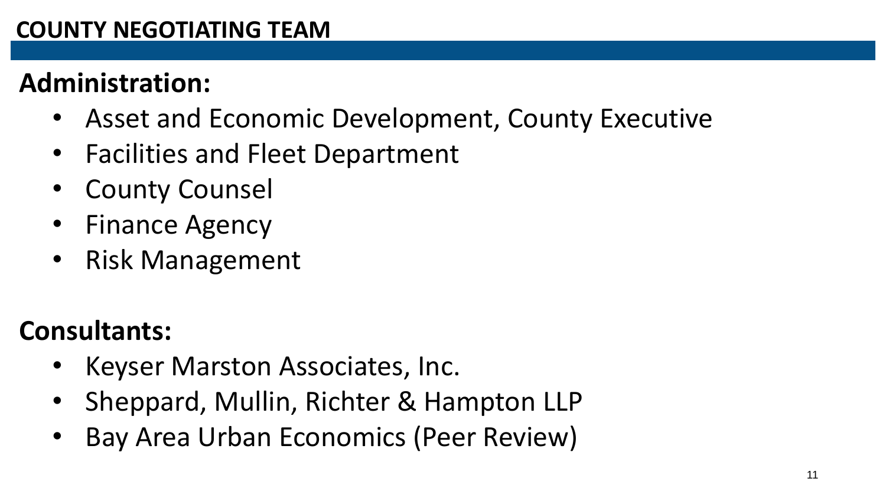# COUNTY NEGOTIATING TEAM

## Administration:

- Asset and Economic Development, County Executive
- Facilities and Fleet Department
- County Counsel
- Finance Agency
- Risk Management

## Consultants:

- Keyser Marston Associates, Inc.
- Sheppard, Mullin, Richter & Hampton LLP
- Bay Area Urban Economics (Peer Review)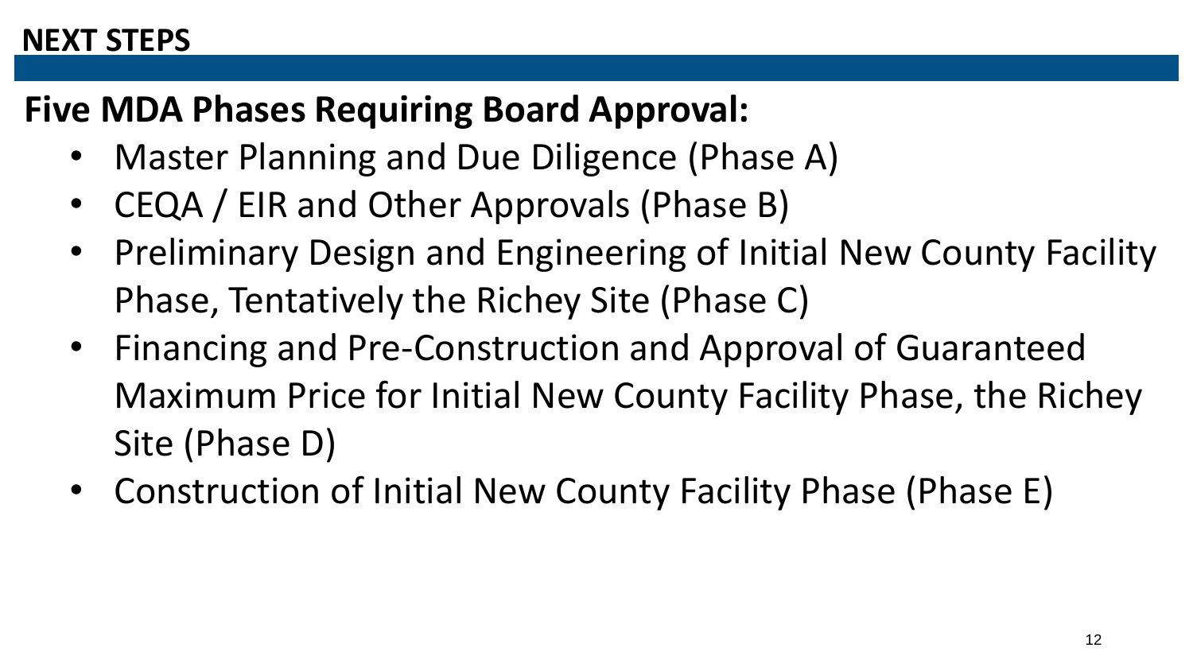# NEXT STEPS

## Five MDA Phases Requiring Board Approval:

- Master Planning and Due Diligence (Phase A)
- CEQA / EIR and Other Approvals (Phase B)
- Preliminary Design and Engineering of Initial New County Facility Phase, Tentatively the Richey Site (Phase C)
- Financing and Pre-Construction and Approval of Guaranteed Maximum Price for Initial New County Facility Phase, the Richey Site (Phase D)
- Construction of Initial New County Facility Phase (Phase E)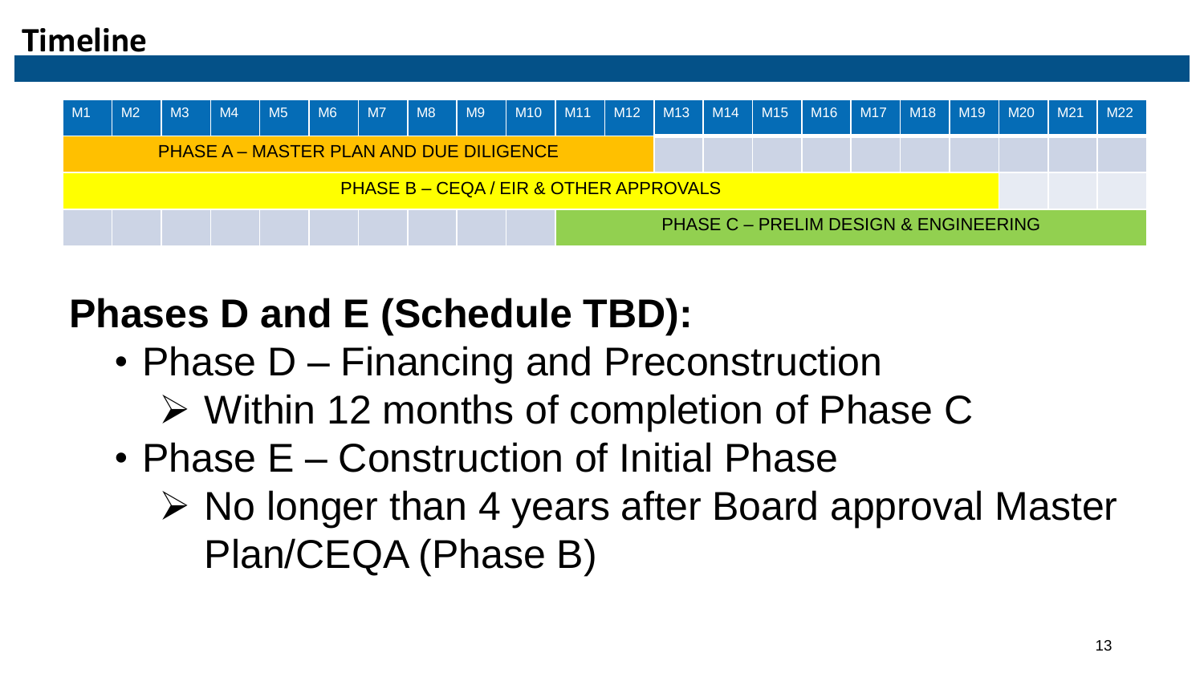# Timeline

| M1 | M2 | M3 | M4 | M5 | M6 | M7 | M8 | M9 | M10 | M11 | M12 | M13 | M14 | M15 | M16 | M17 | M18 | M19 | M20 | M21 | M22 |
|---|---|---|---|---|---|---|---|---|---|---|---|---|---|---|---|---|---|---|---|---|---|
| PHASE A – MASTER PLAN AND DUE DILIGENCE | | | | | | | | | | | | | | | | | | | | | |
| PHASE B – CEQA / EIR & OTHER APPROVALS | | | | | | | | | | | | | | | | | | | | | |
| | | | | | | | | | | PHASE C – PRELIM DESIGN & ENGINEERING | | | | | | | | | | | |

## Phases D and E (Schedule TBD):

- Phase D – Financing and Preconstruction
  - Within 12 months of completion of Phase C
- Phase E – Construction of Initial Phase
  - No longer than 4 years after Board approval Master Plan/CEQA (Phase B)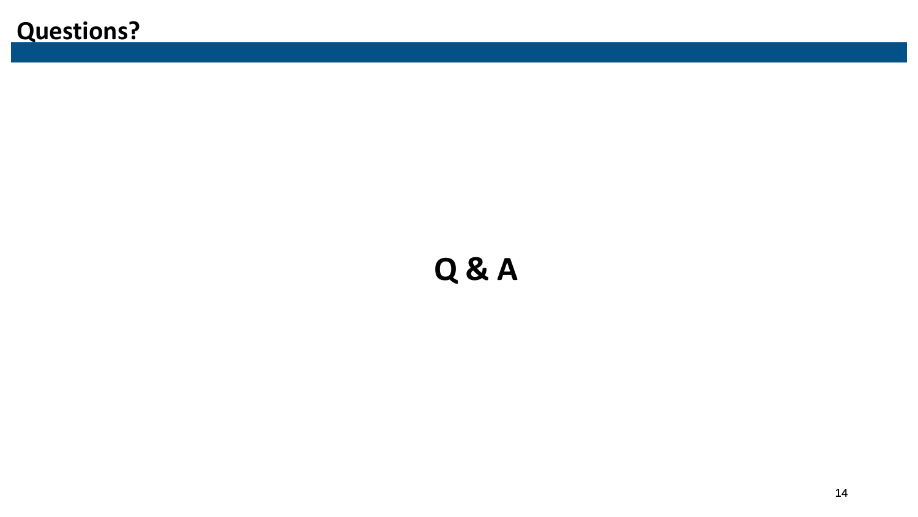# Questions?

**Q & A**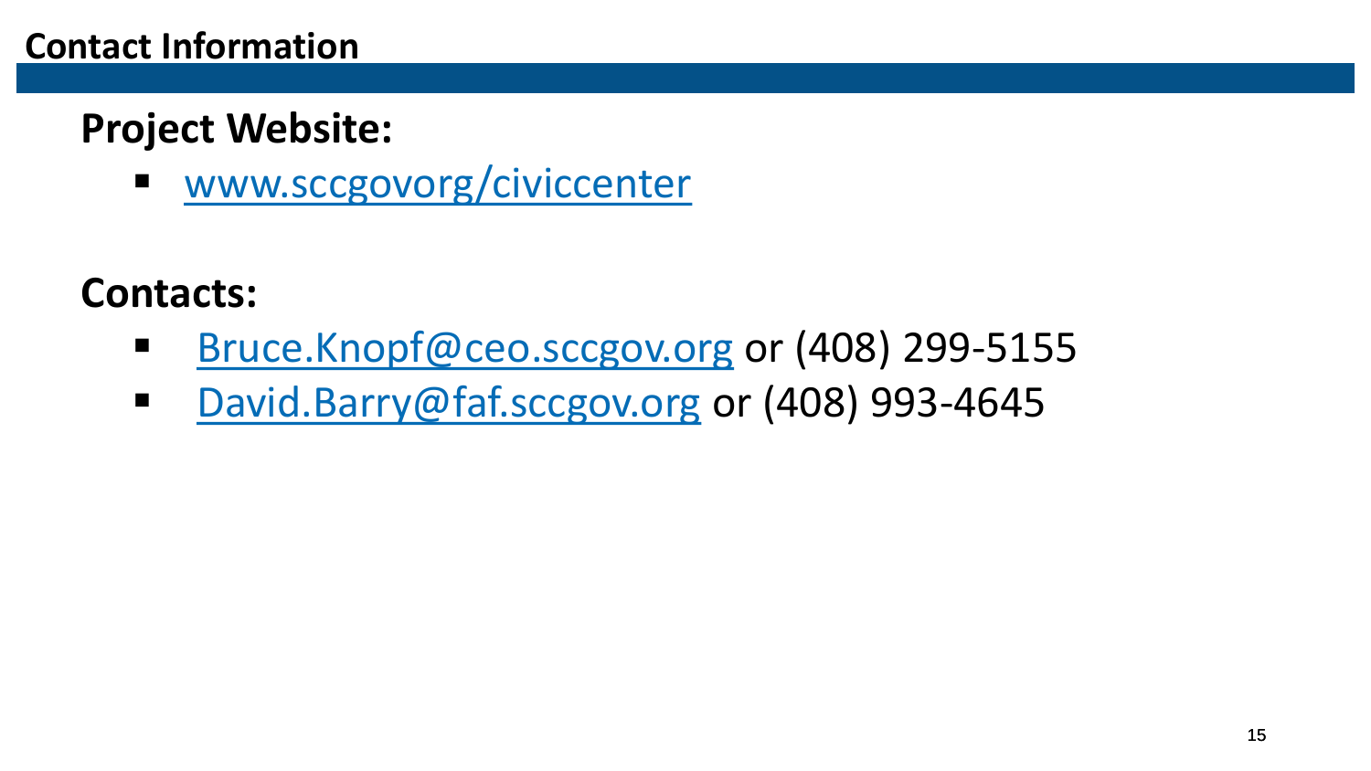# Contact Information

## Project Website:

- www.sccgovorg/civiccenter

## Contacts:

- Bruce.Knopf@ceo.sccgov.org or (408) 299-5155
- David.Barry@faf.sccgov.org or (408) 993-4645